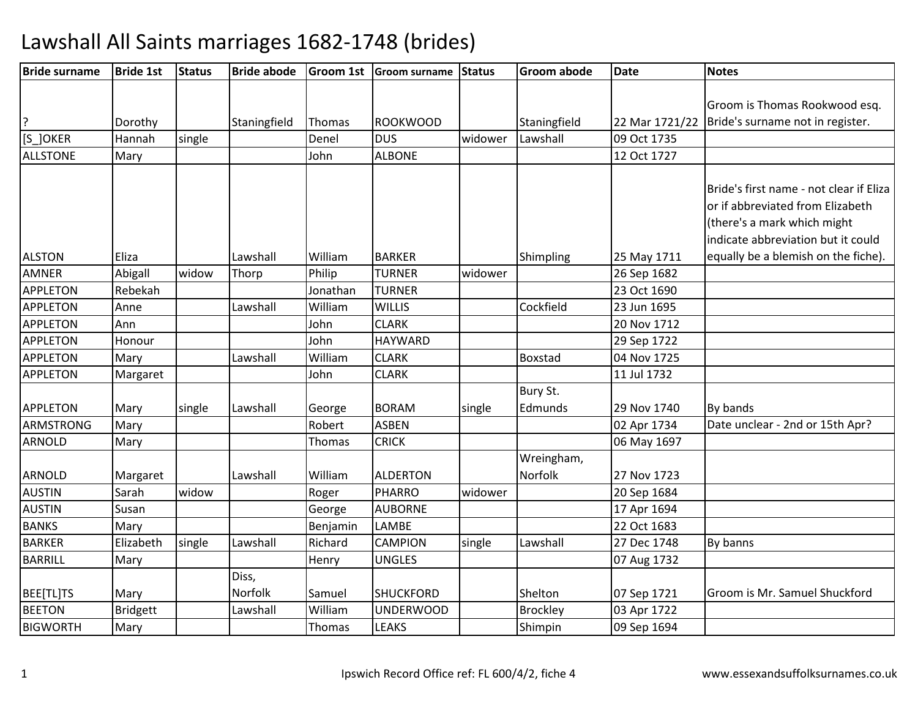# Lawshall All Saints marriages 1682-1748 (brides)

| Bride surname | Bride 1st | Status | Bride abode | Groom 1st | Groom surname | Status | Groom abode | Date | Notes |
|---|---|---|---|---|---|---|---|---|---|
| ? | Dorothy | | Staningfield | Thomas | ROOKWOOD | | Staningfield | 22 Mar 1721/22 | Groom is Thomas Rookwood esq. Bride's surname not in register. |
| [S_]OKER | Hannah | single | | Denel | DUS | widower | Lawshall | 09 Oct 1735 | |
| ALLSTONE | Mary | | | John | ALBONE | | | 12 Oct 1727 | |
| ALSTON | Eliza | | Lawshall | William | BARKER | | Shimpling | 25 May 1711 | Bride's first name - not clear if Eliza or if abbreviated from Elizabeth (there's a mark which might indicate abbreviation but it could equally be a blemish on the fiche). |
| AMNER | Abigall | widow | Thorp | Philip | TURNER | widower | | 26 Sep 1682 | |
| APPLETON | Rebekah | | | Jonathan | TURNER | | | 23 Oct 1690 | |
| APPLETON | Anne | | Lawshall | William | WILLIS | | Cockfield | 23 Jun 1695 | |
| APPLETON | Ann | | | John | CLARK | | | 20 Nov 1712 | |
| APPLETON | Honour | | | John | HAYWARD | | | 29 Sep 1722 | |
| APPLETON | Mary | | Lawshall | William | CLARK | | Boxstad | 04 Nov 1725 | |
| APPLETON | Margaret | | | John | CLARK | | | 11 Jul 1732 | |
| APPLETON | Mary | single | Lawshall | George | BORAM | single | Bury St. Edmunds | 29 Nov 1740 | By bands |
| ARMSTRONG | Mary | | | Robert | ASBEN | | | 02 Apr 1734 | Date unclear - 2nd or 15th Apr? |
| ARNOLD | Mary | | | Thomas | CRICK | | | 06 May 1697 | |
| ARNOLD | Margaret | | Lawshall | William | ALDERTON | | Wreingham, Norfolk | 27 Nov 1723 | |
| AUSTIN | Sarah | widow | | Roger | PHARRO | widower | | 20 Sep 1684 | |
| AUSTIN | Susan | | | George | AUBORNE | | | 17 Apr 1694 | |
| BANKS | Mary | | | Benjamin | LAMBE | | | 22 Oct 1683 | |
| BARKER | Elizabeth | single | Lawshall | Richard | CAMPION | single | Lawshall | 27 Dec 1748 | By banns |
| BARRILL | Mary | | | Henry | UNGLES | | | 07 Aug 1732 | |
| BEE[TL]TS | Mary | | Diss, Norfolk | Samuel | SHUCKFORD | | Shelton | 07 Sep 1721 | Groom is Mr. Samuel Shuckford |
| BEETON | Bridgett | | Lawshall | William | UNDERWOOD | | Brockley | 03 Apr 1722 | |
| BIGWORTH | Mary | | | Thomas | LEAKS | | Shimpin | 09 Sep 1694 | |

Ipswich Record Office ref: FL 600/4/2, fiche 4

www.essexandsuffolksurnames.co.uk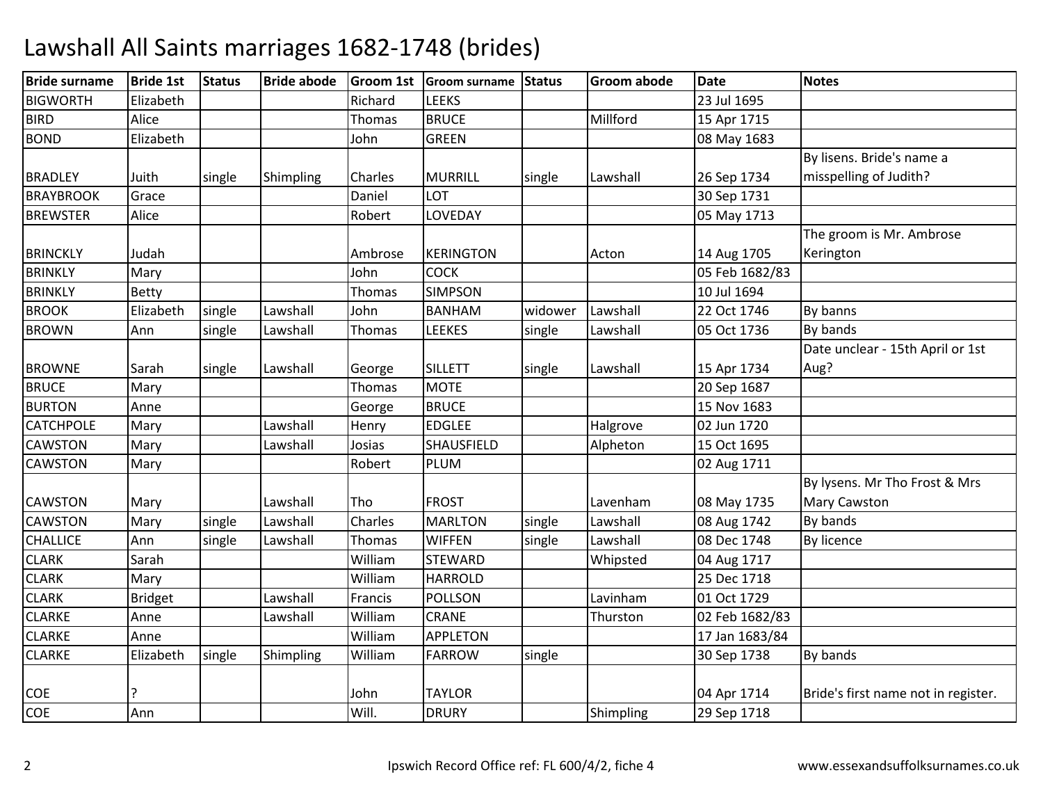# Lawshall All Saints marriages 1682-1748 (brides)

| Bride surname | Bride 1st | Status | Bride abode | Groom 1st | Groom surname | Status | Groom abode | Date | Notes |
|---|---|---|---|---|---|---|---|---|---|
| BIGWORTH | Elizabeth | | | Richard | LEEKS | | | 23 Jul 1695 | |
| BIRD | Alice | | | Thomas | BRUCE | | Millford | 15 Apr 1715 | |
| BOND | Elizabeth | | | John | GREEN | | | 08 May 1683 | |
| BRADLEY | Juith | single | Shimpling | Charles | MURRILL | single | Lawshall | 26 Sep 1734 | By lisens. Bride's name a misspelling of Judith? |
| BRAYBROOK | Grace | | | Daniel | LOT | | | 30 Sep 1731 | |
| BREWSTER | Alice | | | Robert | LOVEDAY | | | 05 May 1713 | |
| BRINCKLY | Judah | | | Ambrose | KERINGTON | | Acton | 14 Aug 1705 | The groom is Mr. Ambrose Kerington |
| BRINKLY | Mary | | | John | COCK | | | 05 Feb 1682/83 | |
| BRINKLY | Betty | | | Thomas | SIMPSON | | | 10 Jul 1694 | |
| BROOK | Elizabeth | single | Lawshall | John | BANHAM | widower | Lawshall | 22 Oct 1746 | By banns |
| BROWN | Ann | single | Lawshall | Thomas | LEEKES | single | Lawshall | 05 Oct 1736 | By bands |
| BROWNE | Sarah | single | Lawshall | George | SILLETT | single | Lawshall | 15 Apr 1734 | Date unclear - 15th April or 1st Aug? |
| BRUCE | Mary | | | Thomas | MOTE | | | 20 Sep 1687 | |
| BURTON | Anne | | | George | BRUCE | | | 15 Nov 1683 | |
| CATCHPOLE | Mary | | Lawshall | Henry | EDGLEE | | Halgrove | 02 Jun 1720 | |
| CAWSTON | Mary | | Lawshall | Josias | SHAUSFIELD | | Alpheton | 15 Oct 1695 | |
| CAWSTON | Mary | | | Robert | PLUM | | | 02 Aug 1711 | |
| CAWSTON | Mary | | Lawshall | Tho | FROST | | Lavenham | 08 May 1735 | By lysens. Mr Tho Frost & Mrs Mary Cawston |
| CAWSTON | Mary | single | Lawshall | Charles | MARLTON | single | Lawshall | 08 Aug 1742 | By bands |
| CHALLICE | Ann | single | Lawshall | Thomas | WIFFEN | single | Lawshall | 08 Dec 1748 | By licence |
| CLARK | Sarah | | | William | STEWARD | | Whipsted | 04 Aug 1717 | |
| CLARK | Mary | | | William | HARROLD | | | 25 Dec 1718 | |
| CLARK | Bridget | | Lawshall | Francis | POLLSON | | Lavinham | 01 Oct 1729 | |
| CLARKE | Anne | | Lawshall | William | CRANE | | Thurston | 02 Feb 1682/83 | |
| CLARKE | Anne | | | William | APPLETON | | | 17 Jan 1683/84 | |
| CLARKE | Elizabeth | single | Shimpling | William | FARROW | single | | 30 Sep 1738 | By bands |
| COE | ? | | | John | TAYLOR | | | 04 Apr 1714 | Bride's first name not in register. |
| COE | Ann | | | Will. | DRURY | | Shimpling | 29 Sep 1718 | |

Ipswich Record Office ref: FL 600/4/2, fiche 4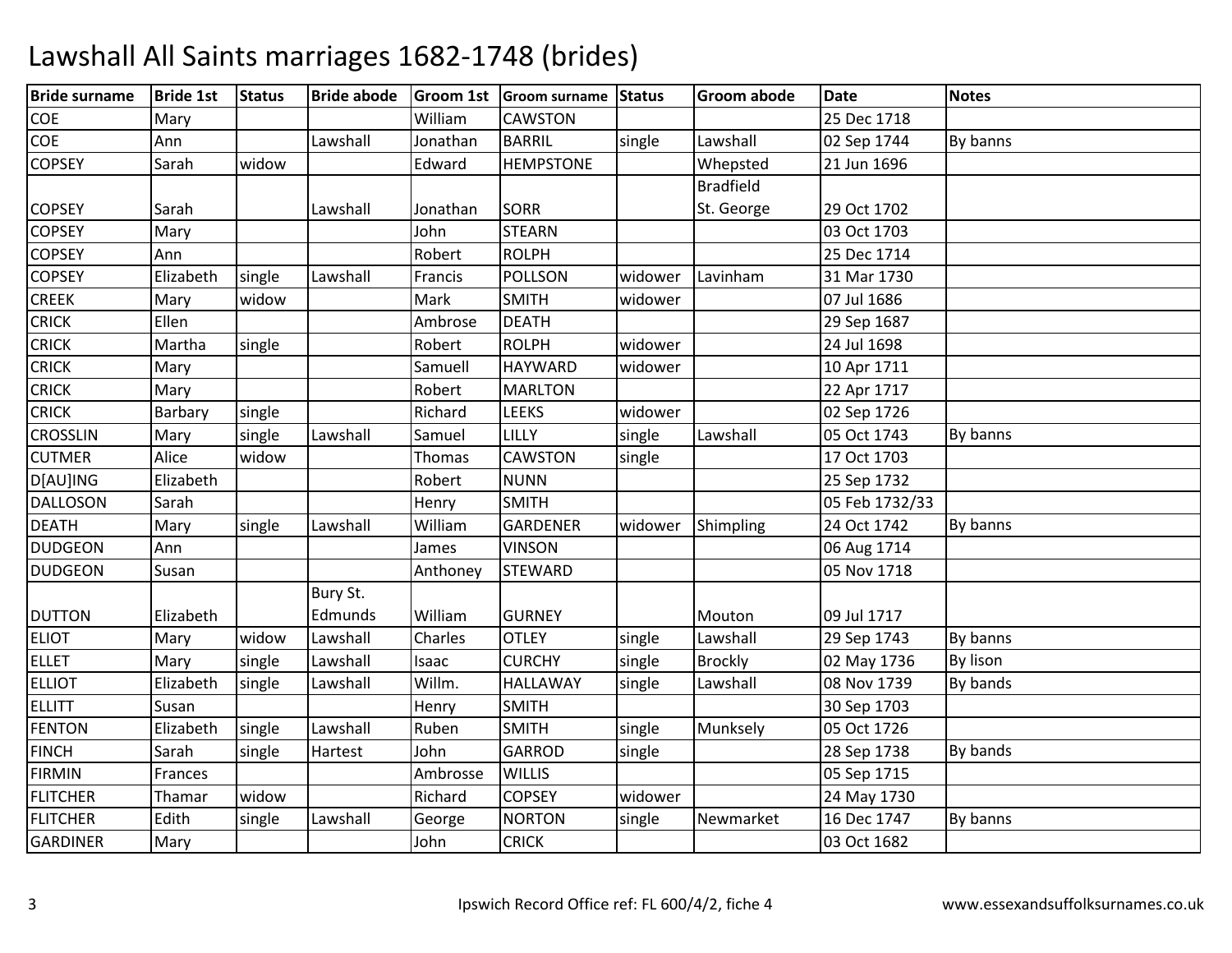# Lawshall All Saints marriages 1682-1748 (brides)

| Bride surname | Bride 1st | Status | Bride abode | Groom 1st | Groom surname | Status | Groom abode | Date | Notes |
|---|---|---|---|---|---|---|---|---|---|
| COE | Mary | | | William | CAWSTON | | | 25 Dec 1718 | |
| COE | Ann | | Lawshall | Jonathan | BARRIL | single | Lawshall | 02 Sep 1744 | By banns |
| COPSEY | Sarah | widow | | Edward | HEMPSTONE | | Whepsted | 21 Jun 1696 | |
| COPSEY | Sarah | | Lawshall | Jonathan | SORR | | Bradfield St. George | 29 Oct 1702 | |
| COPSEY | Mary | | | John | STEARN | | | 03 Oct 1703 | |
| COPSEY | Ann | | | Robert | ROLPH | | | 25 Dec 1714 | |
| COPSEY | Elizabeth | single | Lawshall | Francis | POLLSON | widower | Lavinham | 31 Mar 1730 | |
| CREEK | Mary | widow | | Mark | SMITH | widower | | 07 Jul 1686 | |
| CRICK | Ellen | | | Ambrose | DEATH | | | 29 Sep 1687 | |
| CRICK | Martha | single | | Robert | ROLPH | widower | | 24 Jul 1698 | |
| CRICK | Mary | | | Samuell | HAYWARD | widower | | 10 Apr 1711 | |
| CRICK | Mary | | | Robert | MARLTON | | | 22 Apr 1717 | |
| CRICK | Barbary | single | | Richard | LEEKS | widower | | 02 Sep 1726 | |
| CROSSLIN | Mary | single | Lawshall | Samuel | LILLY | single | Lawshall | 05 Oct 1743 | By banns |
| CUTMER | Alice | widow | | Thomas | CAWSTON | single | | 17 Oct 1703 | |
| D[AU]ING | Elizabeth | | | Robert | NUNN | | | 25 Sep 1732 | |
| DALLOSON | Sarah | | | Henry | SMITH | | | 05 Feb 1732/33 | |
| DEATH | Mary | single | Lawshall | William | GARDENER | widower | Shimpling | 24 Oct 1742 | By banns |
| DUDGEON | Ann | | | James | VINSON | | | 06 Aug 1714 | |
| DUDGEON | Susan | | | Anthoney | STEWARD | | | 05 Nov 1718 | |
| DUTTON | Elizabeth | | Bury St. Edmunds | William | GURNEY | | Mouton | 09 Jul 1717 | |
| ELIOT | Mary | widow | Lawshall | Charles | OTLEY | single | Lawshall | 29 Sep 1743 | By banns |
| ELLET | Mary | single | Lawshall | Isaac | CURCHY | single | Brockly | 02 May 1736 | By lison |
| ELLIOT | Elizabeth | single | Lawshall | Willm. | HALLAWAY | single | Lawshall | 08 Nov 1739 | By bands |
| ELLITT | Susan | | | Henry | SMITH | | | 30 Sep 1703 | |
| FENTON | Elizabeth | single | Lawshall | Ruben | SMITH | single | Munksely | 05 Oct 1726 | |
| FINCH | Sarah | single | Hartest | John | GARROD | single | | 28 Sep 1738 | By bands |
| FIRMIN | Frances | | | Ambrosse | WILLIS | | | 05 Sep 1715 | |
| FLITCHER | Thamar | widow | | Richard | COPSEY | widower | | 24 May 1730 | |
| FLITCHER | Edith | single | Lawshall | George | NORTON | single | Newmarket | 16 Dec 1747 | By banns |
| GARDINER | Mary | | | John | CRICK | | | 03 Oct 1682 | |

Ipswich Record Office ref: FL 600/4/2, fiche 4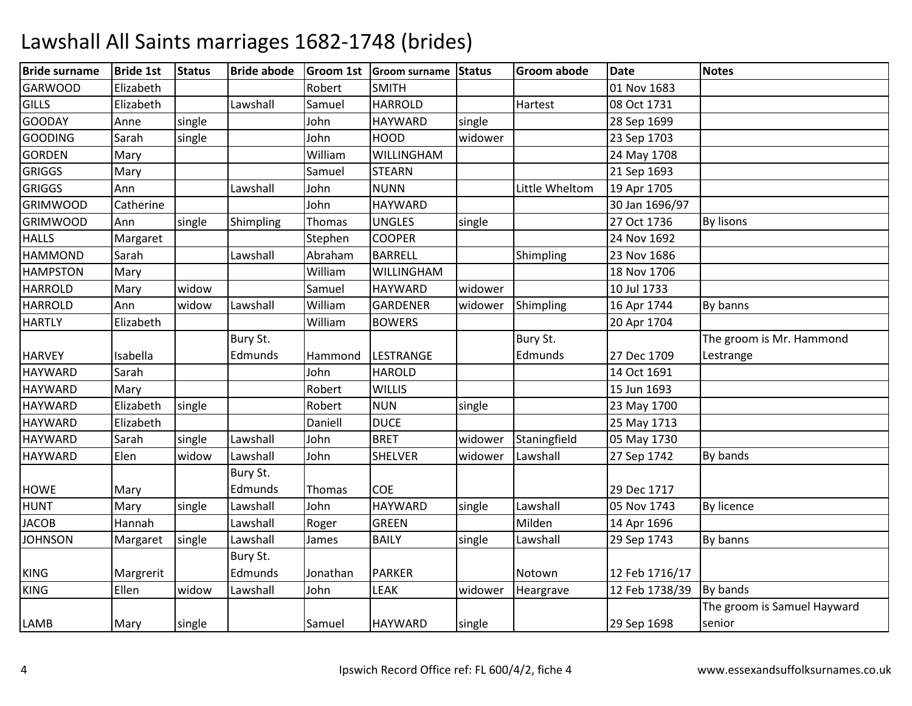# Lawshall All Saints marriages 1682-1748 (brides)

| Bride surname | Bride 1st | Status | Bride abode | Groom 1st | Groom surname | Status | Groom abode | Date | Notes |
|---|---|---|---|---|---|---|---|---|---|
| GARWOOD | Elizabeth | | | Robert | SMITH | | | 01 Nov 1683 | |
| GILLS | Elizabeth | | Lawshall | Samuel | HARROLD | | Hartest | 08 Oct 1731 | |
| GOODAY | Anne | single | | John | HAYWARD | single | | 28 Sep 1699 | |
| GOODING | Sarah | single | | John | HOOD | widower | | 23 Sep 1703 | |
| GORDEN | Mary | | | William | WILLINGHAM | | | 24 May 1708 | |
| GRIGGS | Mary | | | Samuel | STEARN | | | 21 Sep 1693 | |
| GRIGGS | Ann | | Lawshall | John | NUNN | | Little Wheltom | 19 Apr 1705 | |
| GRIMWOOD | Catherine | | | John | HAYWARD | | | 30 Jan 1696/97 | |
| GRIMWOOD | Ann | single | Shimpling | Thomas | UNGLES | single | | 27 Oct 1736 | By lisons |
| HALLS | Margaret | | | Stephen | COOPER | | | 24 Nov 1692 | |
| HAMMOND | Sarah | | Lawshall | Abraham | BARRELL | | Shimpling | 23 Nov 1686 | |
| HAMPSTON | Mary | | | William | WILLINGHAM | | | 18 Nov 1706 | |
| HARROLD | Mary | widow | | Samuel | HAYWARD | widower | | 10 Jul 1733 | |
| HARROLD | Ann | widow | Lawshall | William | GARDENER | widower | Shimpling | 16 Apr 1744 | By banns |
| HARTLY | Elizabeth | | | William | BOWERS | | | 20 Apr 1704 | |
| HARVEY | Isabella | | Bury St. Edmunds | Hammond | LESTRANGE | | Bury St. Edmunds | 27 Dec 1709 | The groom is Mr. Hammond Lestrange |
| HAYWARD | Sarah | | | John | HAROLD | | | 14 Oct 1691 | |
| HAYWARD | Mary | | | Robert | WILLIS | | | 15 Jun 1693 | |
| HAYWARD | Elizabeth | single | | Robert | NUN | single | | 23 May 1700 | |
| HAYWARD | Elizabeth | | | Daniell | DUCE | | | 25 May 1713 | |
| HAYWARD | Sarah | single | Lawshall | John | BRET | widower | Staningfield | 05 May 1730 | |
| HAYWARD | Elen | widow | Lawshall | John | SHELVER | widower | Lawshall | 27 Sep 1742 | By bands |
| HOWE | Mary | | Bury St. Edmunds | Thomas | COE | | | 29 Dec 1717 | |
| HUNT | Mary | single | Lawshall | John | HAYWARD | single | Lawshall | 05 Nov 1743 | By licence |
| JACOB | Hannah | | Lawshall | Roger | GREEN | | Milden | 14 Apr 1696 | |
| JOHNSON | Margaret | single | Lawshall | James | BAILY | single | Lawshall | 29 Sep 1743 | By banns |
| KING | Margrerit | | Bury St. Edmunds | Jonathan | PARKER | | Notown | 12 Feb 1716/17 | |
| KING | Ellen | widow | Lawshall | John | LEAK | widower | Heargrave | 12 Feb 1738/39 | By bands |
| LAMB | Mary | single | | Samuel | HAYWARD | single | | 29 Sep 1698 | The groom is Samuel Hayward senior |

Ipswich Record Office ref: FL 600/4/2, fiche 4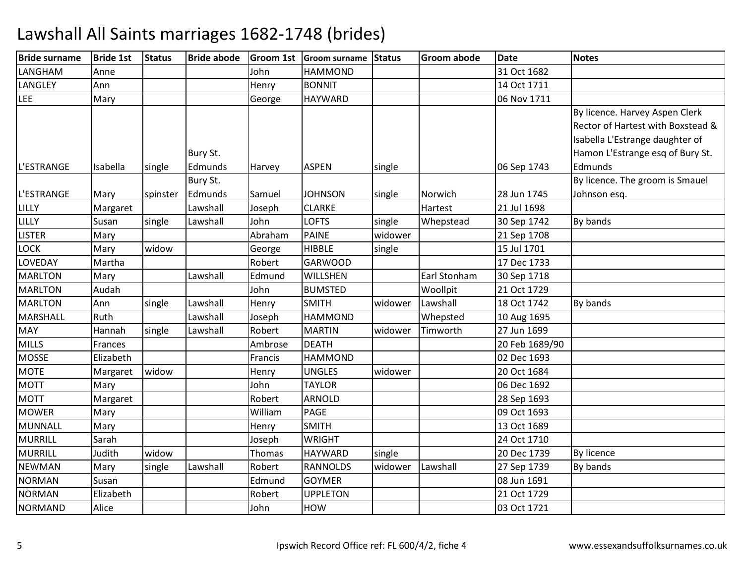# Lawshall All Saints marriages 1682-1748 (brides)

| Bride surname | Bride 1st | Status | Bride abode | Groom 1st | Groom surname | Status | Groom abode | Date | Notes |
|---|---|---|---|---|---|---|---|---|---|
| LANGHAM | Anne | | | John | HAMMOND | | | 31 Oct 1682 | |
| LANGLEY | Ann | | | Henry | BONNIT | | | 14 Oct 1711 | |
| LEE | Mary | | | George | HAYWARD | | | 06 Nov 1711 | |
| L'ESTRANGE | Isabella | single | Bury St. Edmunds | Harvey | ASPEN | single | | 06 Sep 1743 | By licence. Harvey Aspen Clerk Rector of Hartest with Boxstead & Isabella L'Estrange daughter of Hamon L'Estrange esq of Bury St. Edmunds |
| L'ESTRANGE | Mary | spinster | Bury St. Edmunds | Samuel | JOHNSON | single | Norwich | 28 Jun 1745 | By licence. The groom is Smauel Johnson esq. |
| LILLY | Margaret | | Lawshall | Joseph | CLARKE | | Hartest | 21 Jul 1698 | |
| LILLY | Susan | single | Lawshall | John | LOFTS | single | Whepstead | 30 Sep 1742 | By bands |
| LISTER | Mary | | | Abraham | PAINE | widower | | 21 Sep 1708 | |
| LOCK | Mary | widow | | George | HIBBLE | single | | 15 Jul 1701 | |
| LOVEDAY | Martha | | | Robert | GARWOOD | | | 17 Dec 1733 | |
| MARLTON | Mary | | Lawshall | Edmund | WILLSHEN | | Earl Stonham | 30 Sep 1718 | |
| MARLTON | Audah | | | John | BUMSTED | | Woollpit | 21 Oct 1729 | |
| MARLTON | Ann | single | Lawshall | Henry | SMITH | widower | Lawshall | 18 Oct 1742 | By bands |
| MARSHALL | Ruth | | Lawshall | Joseph | HAMMOND | | Whepsted | 10 Aug 1695 | |
| MAY | Hannah | single | Lawshall | Robert | MARTIN | widower | Timworth | 27 Jun 1699 | |
| MILLS | Frances | | | Ambrose | DEATH | | | 20 Feb 1689/90 | |
| MOSSE | Elizabeth | | | Francis | HAMMOND | | | 02 Dec 1693 | |
| MOTE | Margaret | widow | | Henry | UNGLES | widower | | 20 Oct 1684 | |
| MOTT | Mary | | | John | TAYLOR | | | 06 Dec 1692 | |
| MOTT | Margaret | | | Robert | ARNOLD | | | 28 Sep 1693 | |
| MOWER | Mary | | | William | PAGE | | | 09 Oct 1693 | |
| MUNNALL | Mary | | | Henry | SMITH | | | 13 Oct 1689 | |
| MURRILL | Sarah | | | Joseph | WRIGHT | | | 24 Oct 1710 | |
| MURRILL | Judith | widow | | Thomas | HAYWARD | single | | 20 Dec 1739 | By licence |
| NEWMAN | Mary | single | Lawshall | Robert | RANNOLDS | widower | Lawshall | 27 Sep 1739 | By bands |
| NORMAN | Susan | | | Edmund | GOYMER | | | 08 Jun 1691 | |
| NORMAN | Elizabeth | | | Robert | UPPLETON | | | 21 Oct 1729 | |
| NORMAND | Alice | | | John | HOW | | | 03 Oct 1721 | |

Ipswich Record Office ref: FL 600/4/2, fiche 4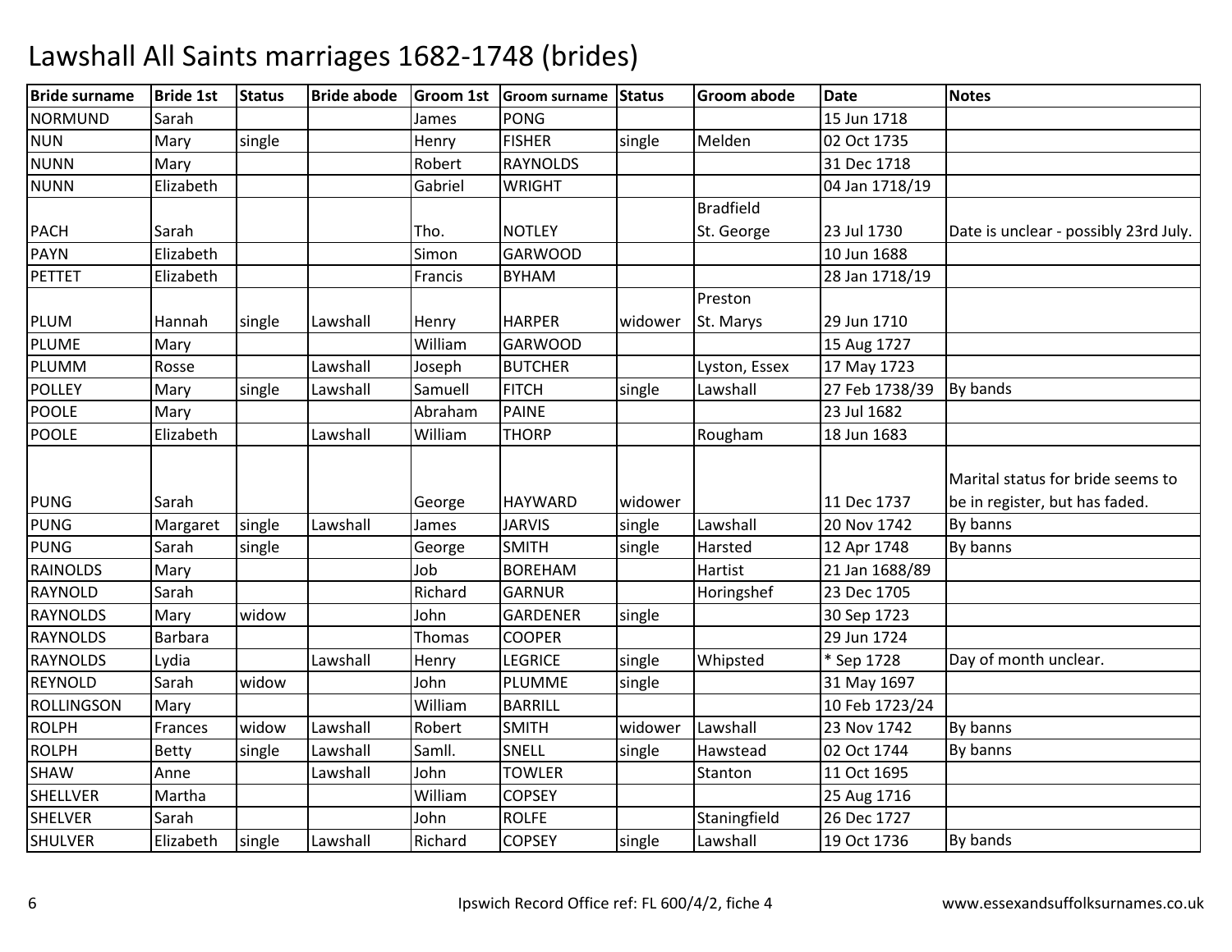# Lawshall All Saints marriages 1682-1748 (brides)

| Bride surname | Bride 1st | Status | Bride abode | Groom 1st | Groom surname | Status | Groom abode | Date | Notes |
|---|---|---|---|---|---|---|---|---|---|
| NORMUND | Sarah | | | James | PONG | | | 15 Jun 1718 | |
| NUN | Mary | single | | Henry | FISHER | single | Melden | 02 Oct 1735 | |
| NUNN | Mary | | | Robert | RAYNOLDS | | | 31 Dec 1718 | |
| NUNN | Elizabeth | | | Gabriel | WRIGHT | | | 04 Jan 1718/19 | |
| PACH | Sarah | | | Tho. | NOTLEY | | Bradfield St. George | 23 Jul 1730 | Date is unclear - possibly 23rd July. |
| PAYN | Elizabeth | | | Simon | GARWOOD | | | 10 Jun 1688 | |
| PETTET | Elizabeth | | | Francis | BYHAM | | | 28 Jan 1718/19 | |
| PLUM | Hannah | single | Lawshall | Henry | HARPER | widower | Preston St. Marys | 29 Jun 1710 | |
| PLUME | Mary | | | William | GARWOOD | | | 15 Aug 1727 | |
| PLUMM | Rosse | | Lawshall | Joseph | BUTCHER | | Lyston, Essex | 17 May 1723 | |
| POLLEY | Mary | single | Lawshall | Samuell | FITCH | single | Lawshall | 27 Feb 1738/39 | By bands |
| POOLE | Mary | | | Abraham | PAINE | | | 23 Jul 1682 | |
| POOLE | Elizabeth | | Lawshall | William | THORP | | Rougham | 18 Jun 1683 | |
| PUNG | Sarah | | | George | HAYWARD | widower | | 11 Dec 1737 | Marital status for bride seems to be in register, but has faded. |
| PUNG | Margaret | single | Lawshall | James | JARVIS | single | Lawshall | 20 Nov 1742 | By banns |
| PUNG | Sarah | single | | George | SMITH | single | Harsted | 12 Apr 1748 | By banns |
| RAINOLDS | Mary | | | Job | BOREHAM | | Hartist | 21 Jan 1688/89 | |
| RAYNOLD | Sarah | | | Richard | GARNUR | | Horingshef | 23 Dec 1705 | |
| RAYNOLDS | Mary | widow | | John | GARDENER | single | | 30 Sep 1723 | |
| RAYNOLDS | Barbara | | | Thomas | COOPER | | | 29 Jun 1724 | |
| RAYNOLDS | Lydia | | Lawshall | Henry | LEGRICE | single | Whipsted | * Sep 1728 | Day of month unclear. |
| REYNOLD | Sarah | widow | | John | PLUMME | single | | 31 May 1697 | |
| ROLLINGSON | Mary | | | William | BARRILL | | | 10 Feb 1723/24 | |
| ROLPH | Frances | widow | Lawshall | Robert | SMITH | widower | Lawshall | 23 Nov 1742 | By banns |
| ROLPH | Betty | single | Lawshall | Samll. | SNELL | single | Hawstead | 02 Oct 1744 | By banns |
| SHAW | Anne | | Lawshall | John | TOWLER | | Stanton | 11 Oct 1695 | |
| SHELLVER | Martha | | | William | COPSEY | | | 25 Aug 1716 | |
| SHELVER | Sarah | | | John | ROLFE | | Staningfield | 26 Dec 1727 | |
| SHULVER | Elizabeth | single | Lawshall | Richard | COPSEY | single | Lawshall | 19 Oct 1736 | By bands |

Ipswich Record Office ref: FL 600/4/2, fiche 4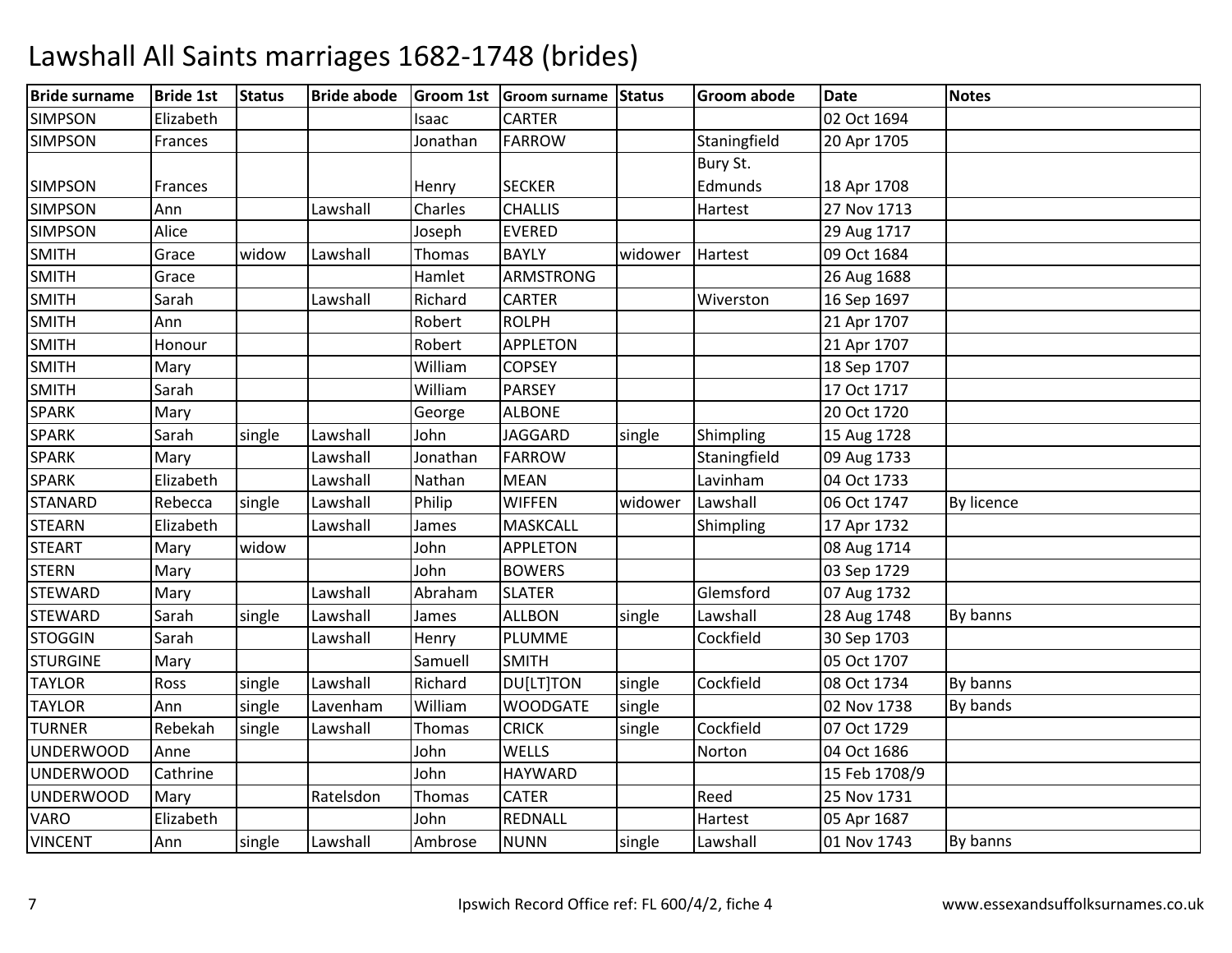# Lawshall All Saints marriages 1682-1748 (brides)

| Bride surname | Bride 1st | Status | Bride abode | Groom 1st | Groom surname | Status | Groom abode | Date | Notes |
|---|---|---|---|---|---|---|---|---|---|
| SIMPSON | Elizabeth | | | Isaac | CARTER | | | 02 Oct 1694 | |
| SIMPSON | Frances | | | Jonathan | FARROW | | Staningfield | 20 Apr 1705 | |
| SIMPSON | Frances | | | Henry | SECKER | | Bury St. Edmunds | 18 Apr 1708 | |
| SIMPSON | Ann | | Lawshall | Charles | CHALLIS | | Hartest | 27 Nov 1713 | |
| SIMPSON | Alice | | | Joseph | EVERED | | | 29 Aug 1717 | |
| SMITH | Grace | widow | Lawshall | Thomas | BAYLY | widower | Hartest | 09 Oct 1684 | |
| SMITH | Grace | | | Hamlet | ARMSTRONG | | | 26 Aug 1688 | |
| SMITH | Sarah | | Lawshall | Richard | CARTER | | Wiverston | 16 Sep 1697 | |
| SMITH | Ann | | | Robert | ROLPH | | | 21 Apr 1707 | |
| SMITH | Honour | | | Robert | APPLETON | | | 21 Apr 1707 | |
| SMITH | Mary | | | William | COPSEY | | | 18 Sep 1707 | |
| SMITH | Sarah | | | William | PARSEY | | | 17 Oct 1717 | |
| SPARK | Mary | | | George | ALBONE | | | 20 Oct 1720 | |
| SPARK | Sarah | single | Lawshall | John | JAGGARD | single | Shimpling | 15 Aug 1728 | |
| SPARK | Mary | | Lawshall | Jonathan | FARROW | | Staningfield | 09 Aug 1733 | |
| SPARK | Elizabeth | | Lawshall | Nathan | MEAN | | Lavinham | 04 Oct 1733 | |
| STANARD | Rebecca | single | Lawshall | Philip | WIFFEN | widower | Lawshall | 06 Oct 1747 | By licence |
| STEARN | Elizabeth | | Lawshall | James | MASKCALL | | Shimpling | 17 Apr 1732 | |
| STEART | Mary | widow | | John | APPLETON | | | 08 Aug 1714 | |
| STERN | Mary | | | John | BOWERS | | | 03 Sep 1729 | |
| STEWARD | Mary | | Lawshall | Abraham | SLATER | | Glemsford | 07 Aug 1732 | |
| STEWARD | Sarah | single | Lawshall | James | ALLBON | single | Lawshall | 28 Aug 1748 | By banns |
| STOGGIN | Sarah | | Lawshall | Henry | PLUMME | | Cockfield | 30 Sep 1703 | |
| STURGINE | Mary | | | Samuell | SMITH | | | 05 Oct 1707 | |
| TAYLOR | Ross | single | Lawshall | Richard | DU[LT]TON | single | Cockfield | 08 Oct 1734 | By banns |
| TAYLOR | Ann | single | Lavenham | William | WOODGATE | single | | 02 Nov 1738 | By bands |
| TURNER | Rebekah | single | Lawshall | Thomas | CRICK | single | Cockfield | 07 Oct 1729 | |
| UNDERWOOD | Anne | | | John | WELLS | | Norton | 04 Oct 1686 | |
| UNDERWOOD | Cathrine | | | John | HAYWARD | | | 15 Feb 1708/9 | |
| UNDERWOOD | Mary | | Ratelsdon | Thomas | CATER | | Reed | 25 Nov 1731 | |
| VARO | Elizabeth | | | John | REDNALL | | Hartest | 05 Apr 1687 | |
| VINCENT | Ann | single | Lawshall | Ambrose | NUNN | single | Lawshall | 01 Nov 1743 | By banns |

Ipswich Record Office ref: FL 600/4/2, fiche 4

www.essexandsuffolksurnames.co.uk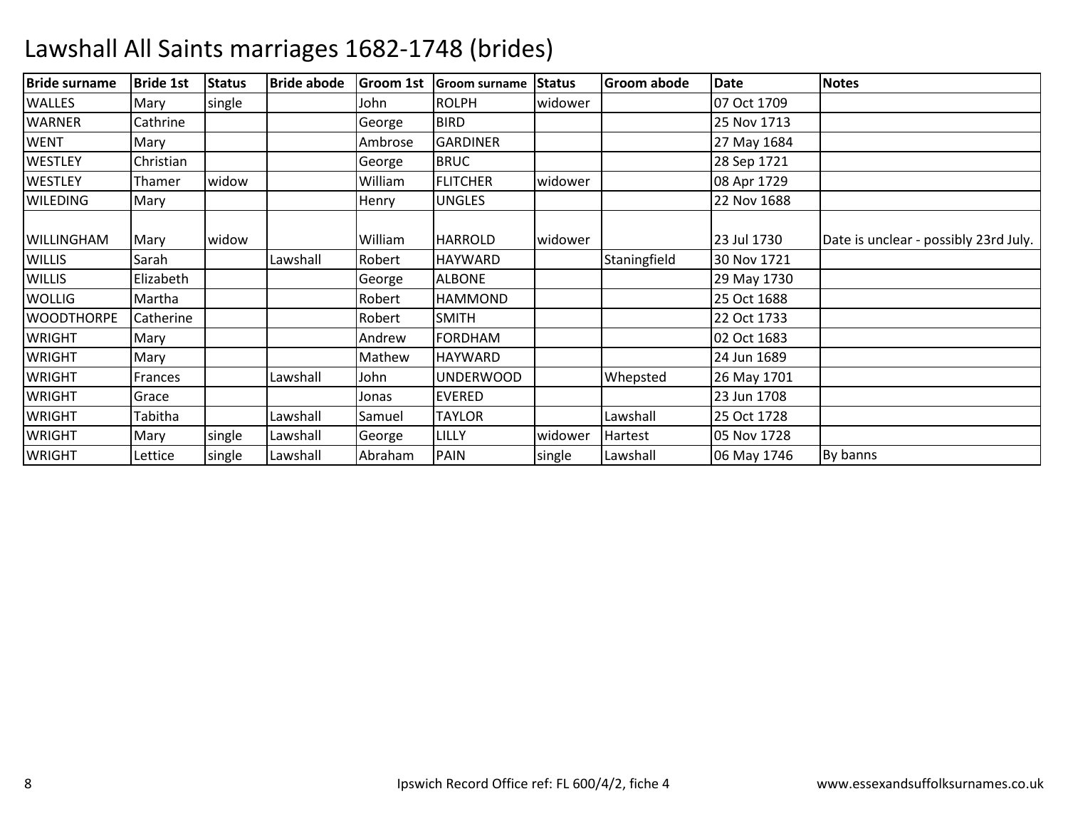# Lawshall All Saints marriages 1682-1748 (brides)

| Bride surname | Bride 1st | Status | Bride abode | Groom 1st | Groom surname | Status | Groom abode | Date | Notes |
|---|---|---|---|---|---|---|---|---|---|
| WALLES | Mary | single | | John | ROLPH | widower | | 07 Oct 1709 | |
| WARNER | Cathrine | | | George | BIRD | | | 25 Nov 1713 | |
| WENT | Mary | | | Ambrose | GARDINER | | | 27 May 1684 | |
| WESTLEY | Christian | | | George | BRUC | | | 28 Sep 1721 | |
| WESTLEY | Thamer | widow | | William | FLITCHER | widower | | 08 Apr 1729 | |
| WILEDING | Mary | | | Henry | UNGLES | | | 22 Nov 1688 | |
| WILLINGHAM | Mary | widow | | William | HARROLD | widower | | 23 Jul 1730 | Date is unclear - possibly 23rd July. |
| WILLIS | Sarah | | Lawshall | Robert | HAYWARD | | Staningfield | 30 Nov 1721 | |
| WILLIS | Elizabeth | | | George | ALBONE | | | 29 May 1730 | |
| WOLLIG | Martha | | | Robert | HAMMOND | | | 25 Oct 1688 | |
| WOODTHORPE | Catherine | | | Robert | SMITH | | | 22 Oct 1733 | |
| WRIGHT | Mary | | | Andrew | FORDHAM | | | 02 Oct 1683 | |
| WRIGHT | Mary | | | Mathew | HAYWARD | | | 24 Jun 1689 | |
| WRIGHT | Frances | | Lawshall | John | UNDERWOOD | | Whepsted | 26 May 1701 | |
| WRIGHT | Grace | | | Jonas | EVERED | | | 23 Jun 1708 | |
| WRIGHT | Tabitha | | Lawshall | Samuel | TAYLOR | | Lawshall | 25 Oct 1728 | |
| WRIGHT | Mary | single | Lawshall | George | LILLY | widower | Hartest | 05 Nov 1728 | |
| WRIGHT | Lettice | single | Lawshall | Abraham | PAIN | single | Lawshall | 06 May 1746 | By banns |

Ipswich Record Office ref: FL 600/4/2, fiche 4

www.essexandsuffolksurnames.co.uk